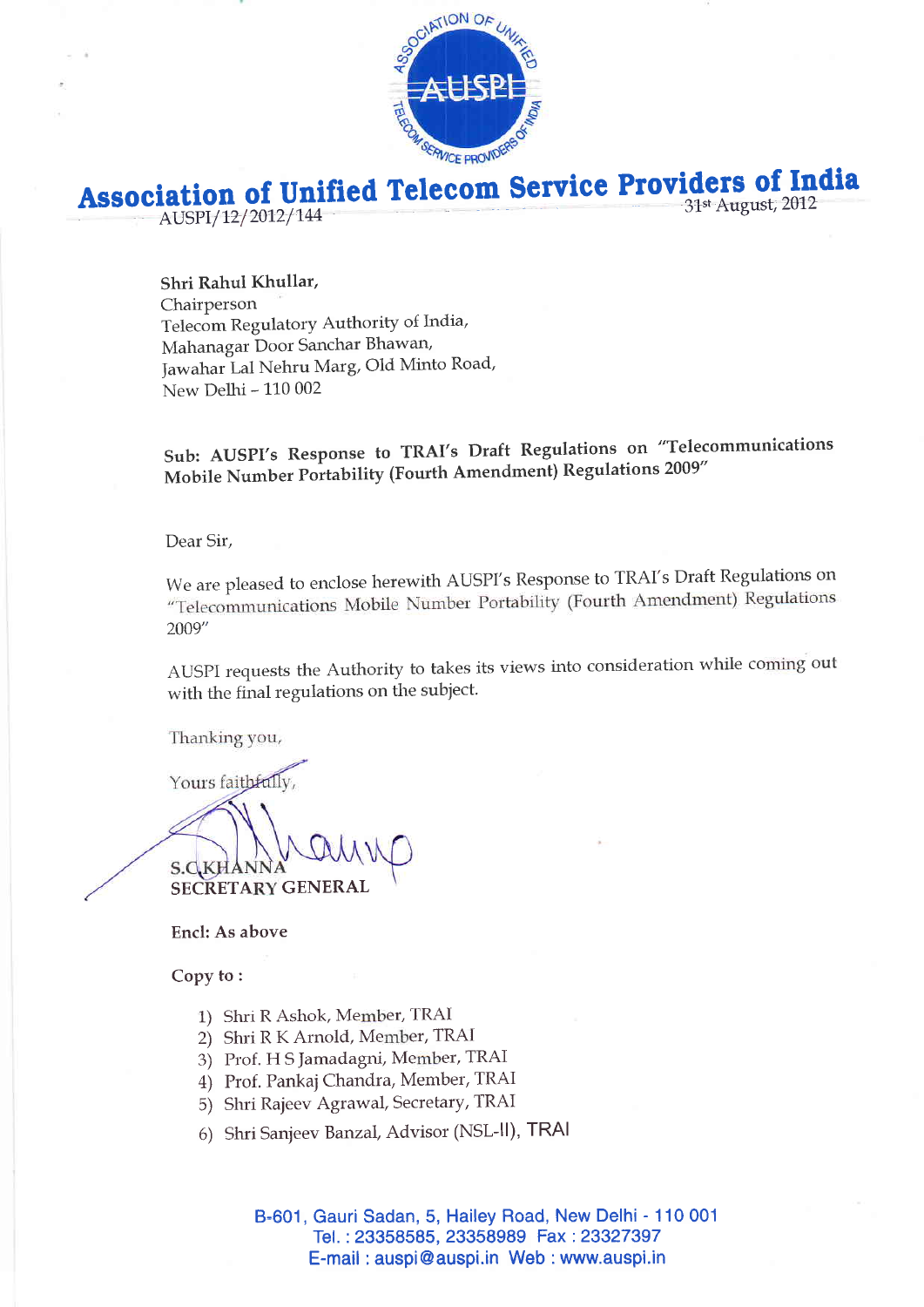# Association of Unified Telecom Service Providers of India

AUSPI/12/2012/144 31st August, 2012

Shri Rahul Khullar,
Chairperson
Telecom Regulatory Authority of India,
Mahanagar Door Sanchar Bhawan,
Jawahar Lal Nehru Marg, Old Minto Road,
New Delhi – 110 002

**Sub: AUSPI's Response to TRAI's Draft Regulations on "Telecommunications Mobile Number Portability (Fourth Amendment) Regulations 2009"**

Dear Sir,

We are pleased to enclose herewith AUSPI's Response to TRAI's Draft Regulations on "Telecommunications Mobile Number Portability (Fourth Amendment) Regulations 2009"

AUSPI requests the Authority to takes its views into consideration while coming out with the final regulations on the subject.

Thanking you,

Yours faithfully,

**S.C.KHANNA**
**SECRETARY GENERAL**

**Encl: As above**

**Copy to :**

1) Shri R Ashok, Member, TRAI
2) Shri R K Arnold, Member, TRAI
3) Prof. H S Jamadagni, Member, TRAI
4) Prof. Pankaj Chandra, Member, TRAI
5) Shri Rajeev Agrawal, Secretary, TRAI
6) Shri Sanjeev Banzal, Advisor (NSL-II), TRAI

B-601, Gauri Sadan, 5, Hailey Road, New Delhi - 110 001
Tel. : 23358585, 23358989 Fax : 23327397
E-mail : auspi@auspi.in Web : www.auspi.in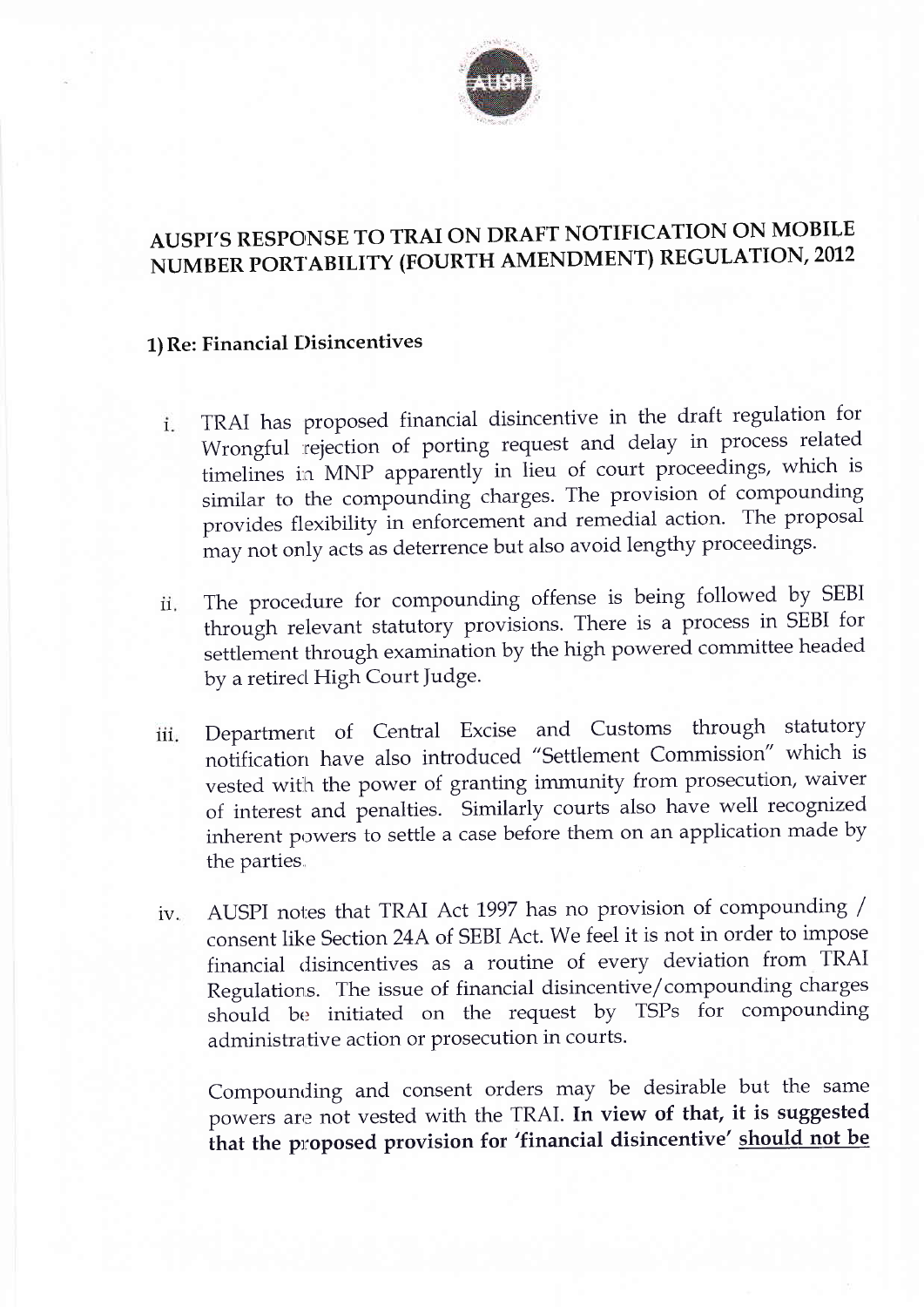# AUSPI'S RESPONSE TO TRAI ON DRAFT NOTIFICATION ON MOBILE NUMBER PORTABILITY (FOURTH AMENDMENT) REGULATION, 2012

## 1) Re: Financial Disincentives

i. TRAI has proposed financial disincentive in the draft regulation for Wrongful rejection of porting request and delay in process related timelines in MNP apparently in lieu of court proceedings, which is similar to the compounding charges. The provision of compounding provides flexibility in enforcement and remedial action. The proposal may not only acts as deterrence but also avoid lengthy proceedings.

ii. The procedure for compounding offense is being followed by SEBI through relevant statutory provisions. There is a process in SEBI for settlement through examination by the high powered committee headed by a retired High Court Judge.

iii. Department of Central Excise and Customs through statutory notification have also introduced "Settlement Commission" which is vested with the power of granting immunity from prosecution, waiver of interest and penalties. Similarly courts also have well recognized inherent powers to settle a case before them on an application made by the parties.

iv. AUSPI notes that TRAI Act 1997 has no provision of compounding / consent like Section 24A of SEBI Act. We feel it is not in order to impose financial disincentives as a routine of every deviation from TRAI Regulations. The issue of financial disincentive/compounding charges should be initiated on the request by TSPs for compounding administrative action or prosecution in courts.

Compounding and consent orders may be desirable but the same powers are not vested with the TRAI. **In view of that, it is suggested that the proposed provision for 'financial disincentive' <u>should not be</u>**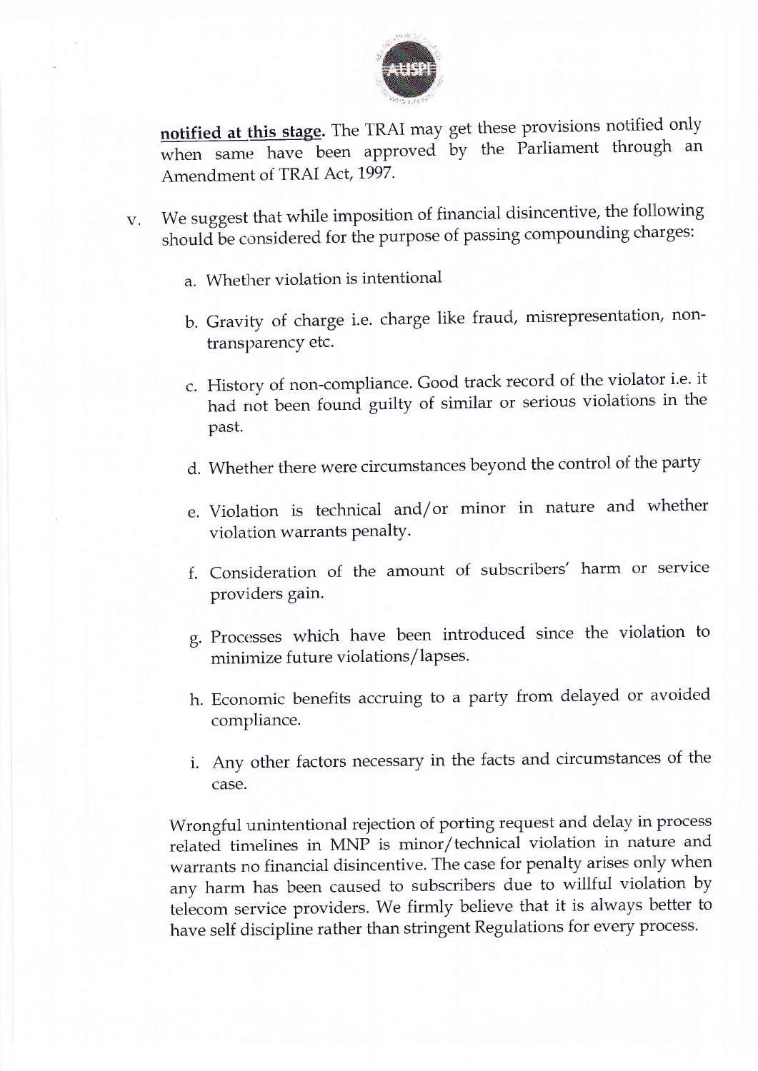**notified at this stage.** The TRAI may get these provisions notified only when same have been approved by the Parliament through an Amendment of TRAI Act, 1997.

v. We suggest that while imposition of financial disincentive, the following should be considered for the purpose of passing compounding charges:

   a. Whether violation is intentional

   b. Gravity of charge i.e. charge like fraud, misrepresentation, non-transparency etc.

   c. History of non-compliance. Good track record of the violator i.e. it had not been found guilty of similar or serious violations in the past.

   d. Whether there were circumstances beyond the control of the party

   e. Violation is technical and/or minor in nature and whether violation warrants penalty.

   f. Consideration of the amount of subscribers' harm or service providers gain.

   g. Processes which have been introduced since the violation to minimize future violations/lapses.

   h. Economic benefits accruing to a party from delayed or avoided compliance.

   i. Any other factors necessary in the facts and circumstances of the case.

   Wrongful unintentional rejection of porting request and delay in process related timelines in MNP is minor/technical violation in nature and warrants no financial disincentive. The case for penalty arises only when any harm has been caused to subscribers due to willful violation by telecom service providers. We firmly believe that it is always better to have self discipline rather than stringent Regulations for every process.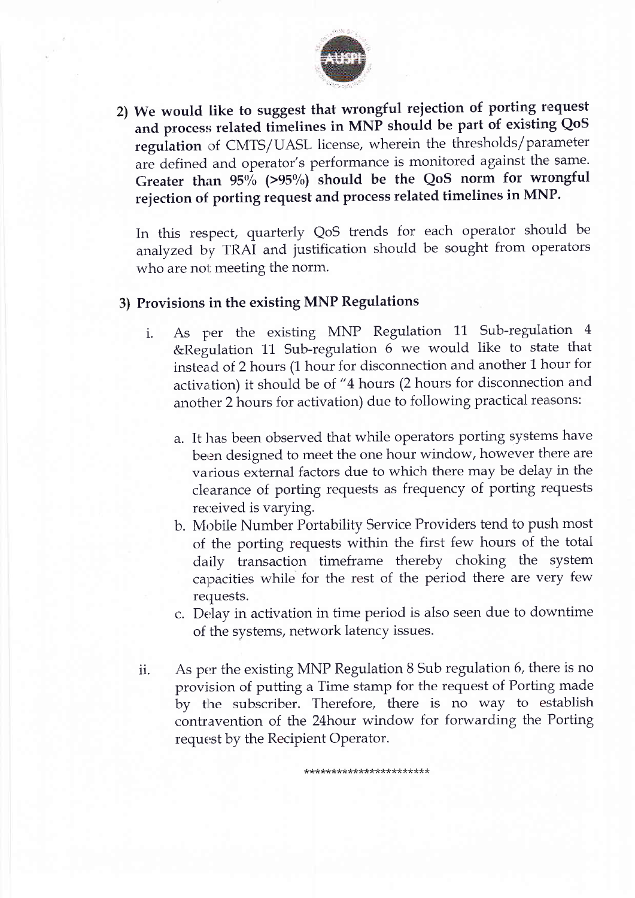2) **We would like to suggest that wrongful rejection of porting request and process related timelines in MNP should be part of existing QoS regulation** of CMTS/UASL license, wherein the thresholds/parameter are defined and operator's performance is monitored against the same. **Greater than 95% (>95%) should be the QoS norm for wrongful rejection of porting request and process related timelines in MNP.**

   In this respect, quarterly QoS trends for each operator should be analyzed by TRAI and justification should be sought from operators who are not meeting the norm.

3) **Provisions in the existing MNP Regulations**

   i. As per the existing MNP Regulation 11 Sub-regulation 4 &Regulation 11 Sub-regulation 6 we would like to state that instead of 2 hours (1 hour for disconnection and another 1 hour for activation) it should be of "4 hours (2 hours for disconnection and another 2 hours for activation) due to following practical reasons:

      a. It has been observed that while operators porting systems have been designed to meet the one hour window, however there are various external factors due to which there may be delay in the clearance of porting requests as frequency of porting requests received is varying.
      b. Mobile Number Portability Service Providers tend to push most of the porting requests within the first few hours of the total daily transaction timeframe thereby choking the system capacities while for the rest of the period there are very few requests.
      c. Delay in activation in time period is also seen due to downtime of the systems, network latency issues.

   ii. As per the existing MNP Regulation 8 Sub regulation 6, there is no provision of putting a Time stamp for the request of Porting made by the subscriber. Therefore, there is no way to establish contravention of the 24hour window for forwarding the Porting request by the Recipient Operator.

**********************